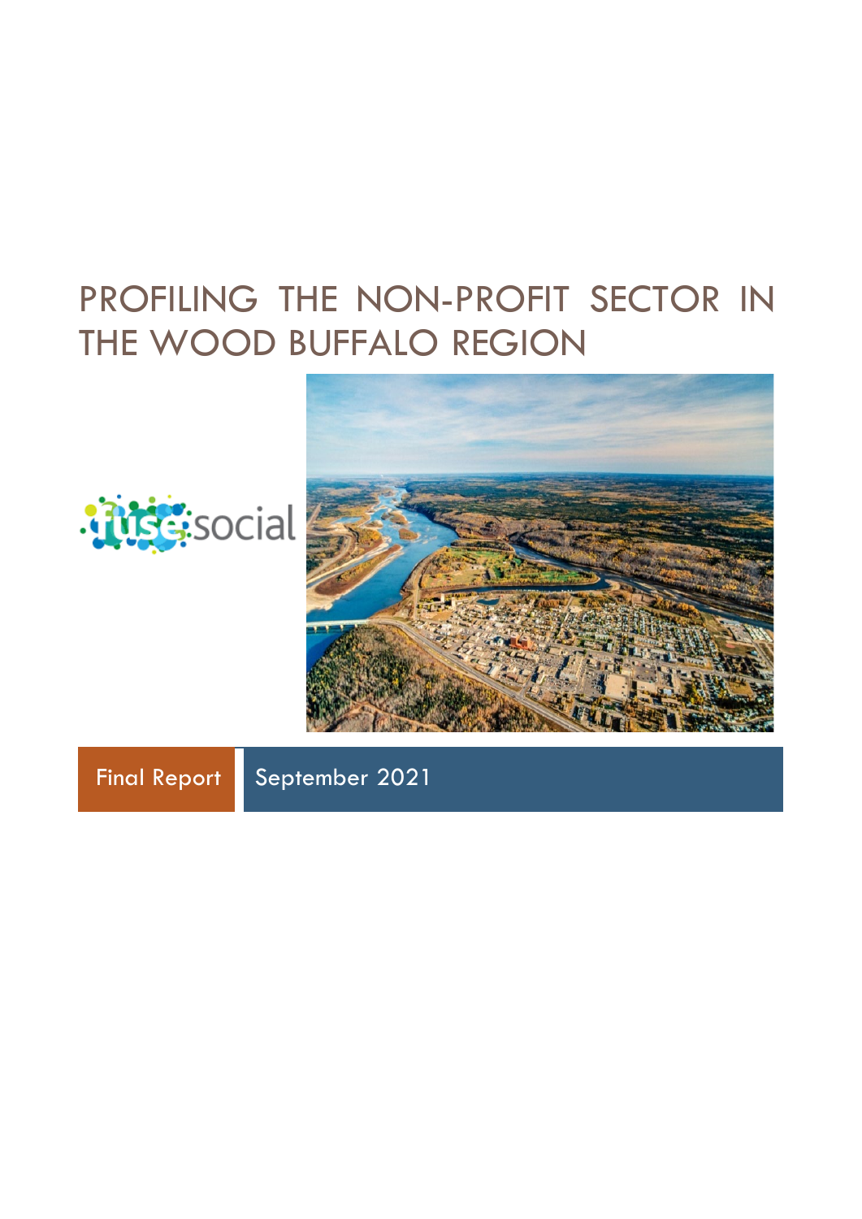# PROFILING THE NON-PROFIT SECTOR IN THE WOOD BUFFALO REGION

fuse social

Final Report

September 2021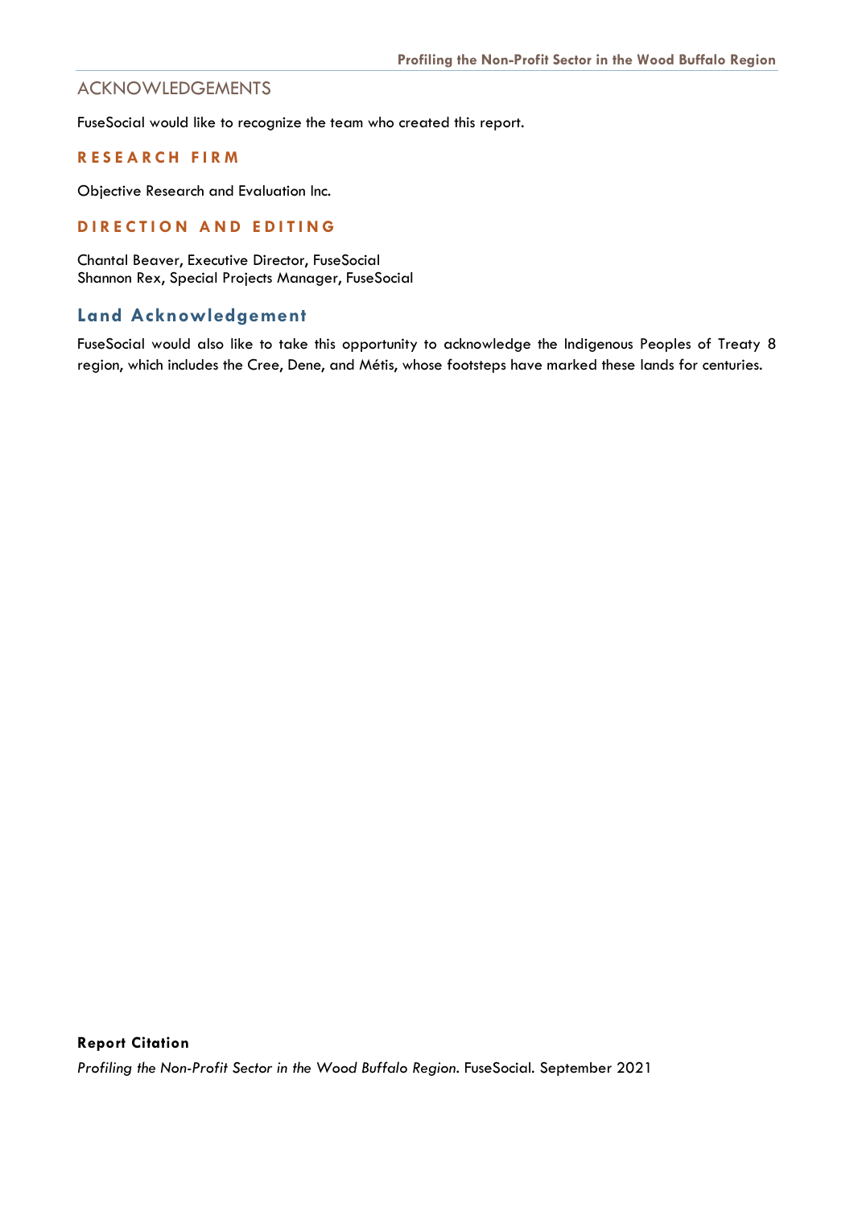## ACKNOWLEDGEMENTS

FuseSocial would like to recognize the team who created this report.

### RESEARCH FIRM

Objective Research and Evaluation Inc.

### DIRECTION AND EDITING

Chantal Beaver, Executive Director, FuseSocial
Shannon Rex, Special Projects Manager, FuseSocial

## Land Acknowledgement

FuseSocial would also like to take this opportunity to acknowledge the Indigenous Peoples of Treaty 8 region, which includes the Cree, Dene, and Métis, whose footsteps have marked these lands for centuries.

**Report Citation**

*Profiling the Non-Profit Sector in the Wood Buffalo Region*. FuseSocial. September 2021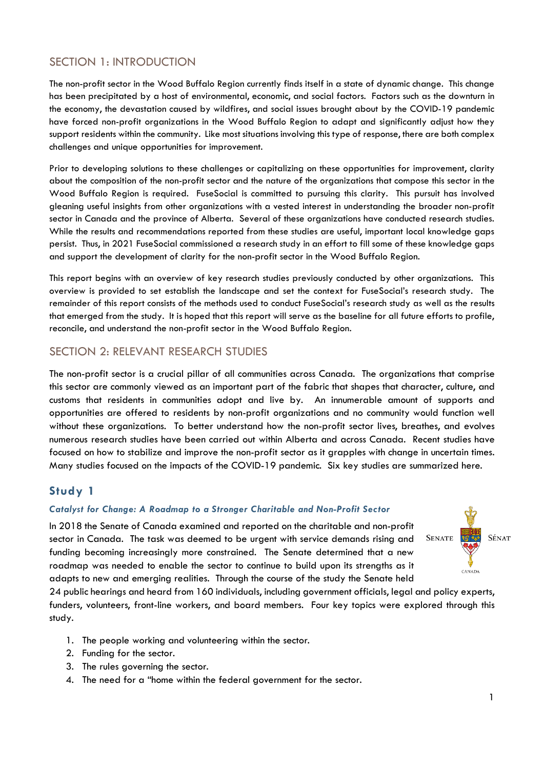## SECTION 1: INTRODUCTION

The non-profit sector in the Wood Buffalo Region currently finds itself in a state of dynamic change. This change has been precipitated by a host of environmental, economic, and social factors. Factors such as the downturn in the economy, the devastation caused by wildfires, and social issues brought about by the COVID-19 pandemic have forced non-profit organizations in the Wood Buffalo Region to adapt and significantly adjust how they support residents within the community. Like most situations involving this type of response, there are both complex challenges and unique opportunities for improvement.

Prior to developing solutions to these challenges or capitalizing on these opportunities for improvement, clarity about the composition of the non-profit sector and the nature of the organizations that compose this sector in the Wood Buffalo Region is required. FuseSocial is committed to pursuing this clarity. This pursuit has involved gleaning useful insights from other organizations with a vested interest in understanding the broader non-profit sector in Canada and the province of Alberta. Several of these organizations have conducted research studies. While the results and recommendations reported from these studies are useful, important local knowledge gaps persist. Thus, in 2021 FuseSocial commissioned a research study in an effort to fill some of these knowledge gaps and support the development of clarity for the non-profit sector in the Wood Buffalo Region.

This report begins with an overview of key research studies previously conducted by other organizations. This overview is provided to set establish the landscape and set the context for FuseSocial's research study. The remainder of this report consists of the methods used to conduct FuseSocial's research study as well as the results that emerged from the study. It is hoped that this report will serve as the baseline for all future efforts to profile, reconcile, and understand the non-profit sector in the Wood Buffalo Region.

## SECTION 2: RELEVANT RESEARCH STUDIES

The non-profit sector is a crucial pillar of all communities across Canada. The organizations that comprise this sector are commonly viewed as an important part of the fabric that shapes that character, culture, and customs that residents in communities adopt and live by. An innumerable amount of supports and opportunities are offered to residents by non-profit organizations and no community would function well without these organizations. To better understand how the non-profit sector lives, breathes, and evolves numerous research studies have been carried out within Alberta and across Canada. Recent studies have focused on how to stabilize and improve the non-profit sector as it grapples with change in uncertain times. Many studies focused on the impacts of the COVID-19 pandemic. Six key studies are summarized here.

### Study 1

#### *Catalyst for Change: A Roadmap to a Stronger Charitable and Non-Profit Sector*

SENATE SÉNAT CANADA

In 2018 the Senate of Canada examined and reported on the charitable and non-profit sector in Canada. The task was deemed to be urgent with service demands rising and funding becoming increasingly more constrained. The Senate determined that a new roadmap was needed to enable the sector to continue to build upon its strengths as it adapts to new and emerging realities. Through the course of the study the Senate held 24 public hearings and heard from 160 individuals, including government officials, legal and policy experts, funders, volunteers, front-line workers, and board members. Four key topics were explored through this study.

1. The people working and volunteering within the sector.
2. Funding for the sector.
3. The rules governing the sector.
4. The need for a "home within the federal government for the sector.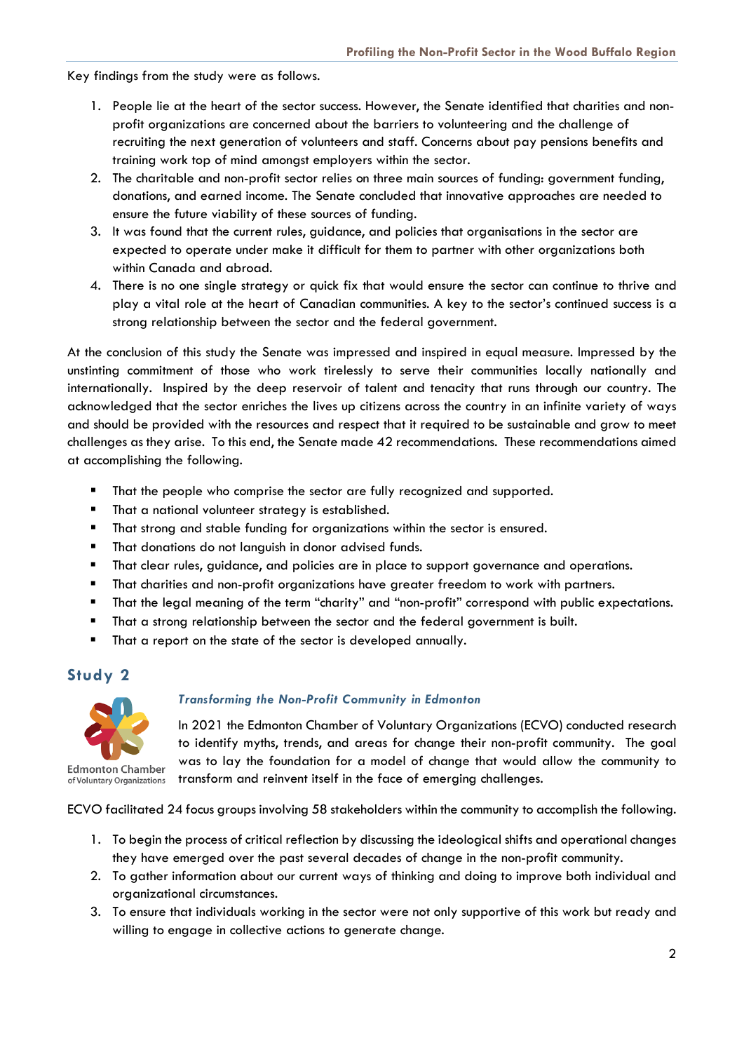Key findings from the study were as follows.

1. People lie at the heart of the sector success. However, the Senate identified that charities and non-profit organizations are concerned about the barriers to volunteering and the challenge of recruiting the next generation of volunteers and staff. Concerns about pay pensions benefits and training work top of mind amongst employers within the sector.
2. The charitable and non-profit sector relies on three main sources of funding: government funding, donations, and earned income. The Senate concluded that innovative approaches are needed to ensure the future viability of these sources of funding.
3. It was found that the current rules, guidance, and policies that organisations in the sector are expected to operate under make it difficult for them to partner with other organizations both within Canada and abroad.
4. There is no one single strategy or quick fix that would ensure the sector can continue to thrive and play a vital role at the heart of Canadian communities. A key to the sector's continued success is a strong relationship between the sector and the federal government.

At the conclusion of this study the Senate was impressed and inspired in equal measure. Impressed by the unstinting commitment of those who work tirelessly to serve their communities locally nationally and internationally. Inspired by the deep reservoir of talent and tenacity that runs through our country. The acknowledged that the sector enriches the lives up citizens across the country in an infinite variety of ways and should be provided with the resources and respect that it required to be sustainable and grow to meet challenges as they arise. To this end, the Senate made 42 recommendations. These recommendations aimed at accomplishing the following.

- That the people who comprise the sector are fully recognized and supported.
- That a national volunteer strategy is established.
- That strong and stable funding for organizations within the sector is ensured.
- That donations do not languish in donor advised funds.
- That clear rules, guidance, and policies are in place to support governance and operations.
- That charities and non-profit organizations have greater freedom to work with partners.
- That the legal meaning of the term "charity" and "non-profit" correspond with public expectations.
- That a strong relationship between the sector and the federal government is built.
- That a report on the state of the sector is developed annually.

## Study 2

Edmonton Chamber of Voluntary Organizations

### *Transforming the Non-Profit Community in Edmonton*

In 2021 the Edmonton Chamber of Voluntary Organizations (ECVO) conducted research to identify myths, trends, and areas for change their non-profit community. The goal was to lay the foundation for a model of change that would allow the community to transform and reinvent itself in the face of emerging challenges.

ECVO facilitated 24 focus groups involving 58 stakeholders within the community to accomplish the following.

1. To begin the process of critical reflection by discussing the ideological shifts and operational changes they have emerged over the past several decades of change in the non-profit community.
2. To gather information about our current ways of thinking and doing to improve both individual and organizational circumstances.
3. To ensure that individuals working in the sector were not only supportive of this work but ready and willing to engage in collective actions to generate change.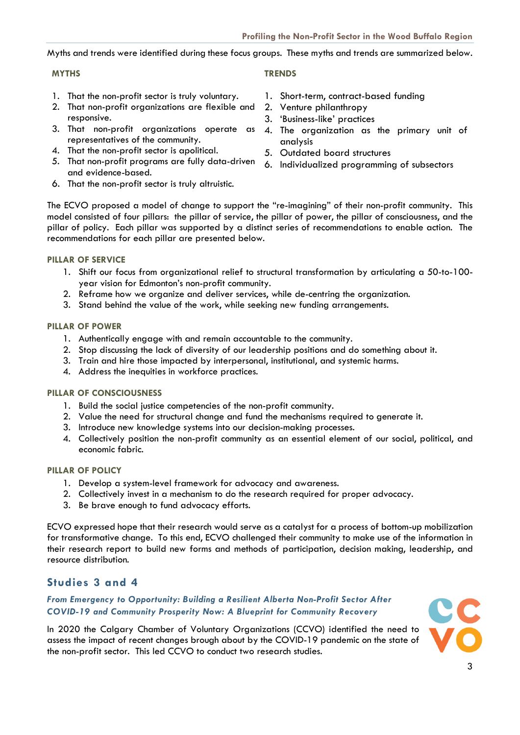Myths and trends were identified during these focus groups. These myths and trends are summarized below.

**MYTHS**

1. That the non-profit sector is truly voluntary.
2. That non-profit organizations are flexible and responsive.
3. That non-profit organizations operate as representatives of the community.
4. That the non-profit sector is apolitical.
5. That non-profit programs are fully data-driven and evidence-based.
6. That the non-profit sector is truly altruistic.

**TRENDS**

1. Short-term, contract-based funding
2. Venture philanthropy
3. 'Business-like' practices
4. The organization as the primary unit of analysis
5. Outdated board structures
6. Individualized programming of subsectors

The ECVO proposed a model of change to support the "re-imagining" of their non-profit community. This model consisted of four pillars: the pillar of service, the pillar of power, the pillar of consciousness, and the pillar of policy. Each pillar was supported by a distinct series of recommendations to enable action. The recommendations for each pillar are presented below.

**PILLAR OF SERVICE**

1. Shift our focus from organizational relief to structural transformation by articulating a 50-to-100-year vision for Edmonton's non-profit community.
2. Reframe how we organize and deliver services, while de-centring the organization.
3. Stand behind the value of the work, while seeking new funding arrangements.

**PILLAR OF POWER**

1. Authentically engage with and remain accountable to the community.
2. Stop discussing the lack of diversity of our leadership positions and do something about it.
3. Train and hire those impacted by interpersonal, institutional, and systemic harms.
4. Address the inequities in workforce practices.

**PILLAR OF CONSCIOUSNESS**

1. Build the social justice competencies of the non-profit community.
2. Value the need for structural change and fund the mechanisms required to generate it.
3. Introduce new knowledge systems into our decision-making processes.
4. Collectively position the non-profit community as an essential element of our social, political, and economic fabric.

**PILLAR OF POLICY**

1. Develop a system-level framework for advocacy and awareness.
2. Collectively invest in a mechanism to do the research required for proper advocacy.
3. Be brave enough to fund advocacy efforts.

ECVO expressed hope that their research would serve as a catalyst for a process of bottom-up mobilization for transformative change. To this end, ECVO challenged their community to make use of the information in their research report to build new forms and methods of participation, decision making, leadership, and resource distribution.

## Studies 3 and 4

***From Emergency to Opportunity: Building a Resilient Alberta Non-Profit Sector After COVID-19 and Community Prosperity Now: A Blueprint for Community Recovery***

In 2020 the Calgary Chamber of Voluntary Organizations (CCVO) identified the need to assess the impact of recent changes brough about by the COVID-19 pandemic on the state of the non-profit sector. This led CCVO to conduct two research studies.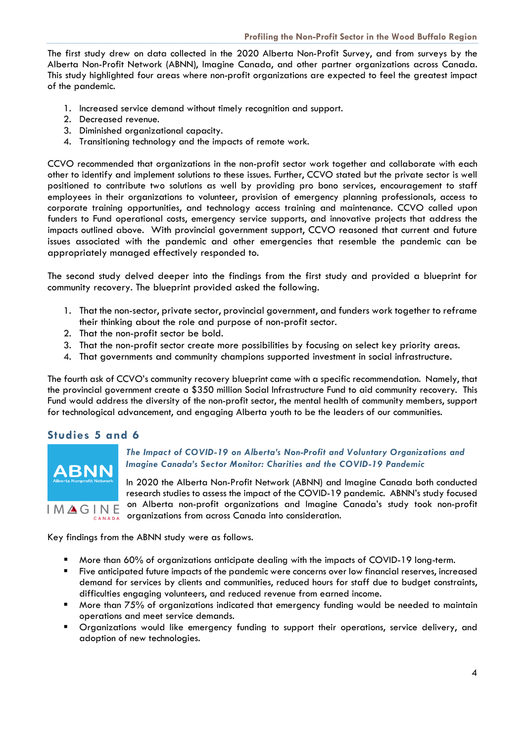The first study drew on data collected in the 2020 Alberta Non-Profit Survey, and from surveys by the Alberta Non-Profit Network (ABNN), Imagine Canada, and other partner organizations across Canada. This study highlighted four areas where non-profit organizations are expected to feel the greatest impact of the pandemic.

1. Increased service demand without timely recognition and support.
2. Decreased revenue.
3. Diminished organizational capacity.
4. Transitioning technology and the impacts of remote work.

CCVO recommended that organizations in the non-profit sector work together and collaborate with each other to identify and implement solutions to these issues. Further, CCVO stated but the private sector is well positioned to contribute two solutions as well by providing pro bono services, encouragement to staff employees in their organizations to volunteer, provision of emergency planning professionals, access to corporate training opportunities, and technology access training and maintenance. CCVO called upon funders to Fund operational costs, emergency service supports, and innovative projects that address the impacts outlined above. With provincial government support, CCVO reasoned that current and future issues associated with the pandemic and other emergencies that resemble the pandemic can be appropriately managed effectively responded to.

The second study delved deeper into the findings from the first study and provided a blueprint for community recovery. The blueprint provided asked the following.

1. That the non-sector, private sector, provincial government, and funders work together to reframe their thinking about the role and purpose of non-profit sector.
2. That the non-profit sector be bold.
3. That the non-profit sector create more possibilities by focusing on select key priority areas.
4. That governments and community champions supported investment in social infrastructure.

The fourth ask of CCVO's community recovery blueprint came with a specific recommendation. Namely, that the provincial government create a $350 million Social Infrastructure Fund to aid community recovery. This Fund would address the diversity of the non-profit sector, the mental health of community members, support for technological advancement, and engaging Alberta youth to be the leaders of our communities.

## Studies 5 and 6

***The Impact of COVID-19 on Alberta's Non-Profit and Voluntary Organizations and Imagine Canada's Sector Monitor: Charities and the COVID-19 Pandemic***

In 2020 the Alberta Non-Profit Network (ABNN) and Imagine Canada both conducted research studies to assess the impact of the COVID-19 pandemic. ABNN's study focused on Alberta non-profit organizations and Imagine Canada's study took non-profit organizations from across Canada into consideration.

Key findings from the ABNN study were as follows.

- More than 60% of organizations anticipate dealing with the impacts of COVID-19 long-term.
- Five anticipated future impacts of the pandemic were concerns over low financial reserves, increased demand for services by clients and communities, reduced hours for staff due to budget constraints, difficulties engaging volunteers, and reduced revenue from earned income.
- More than 75% of organizations indicated that emergency funding would be needed to maintain operations and meet service demands.
- Organizations would like emergency funding to support their operations, service delivery, and adoption of new technologies.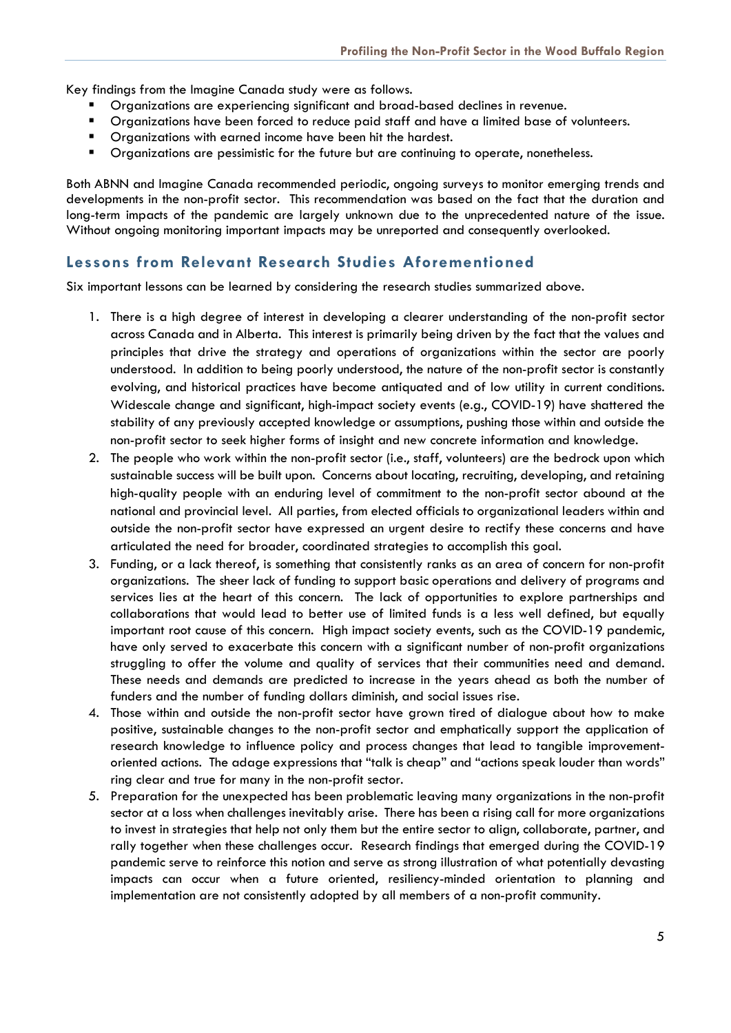Key findings from the Imagine Canada study were as follows.

- Organizations are experiencing significant and broad-based declines in revenue.
- Organizations have been forced to reduce paid staff and have a limited base of volunteers.
- Organizations with earned income have been hit the hardest.
- Organizations are pessimistic for the future but are continuing to operate, nonetheless.

Both ABNN and Imagine Canada recommended periodic, ongoing surveys to monitor emerging trends and developments in the non-profit sector. This recommendation was based on the fact that the duration and long-term impacts of the pandemic are largely unknown due to the unprecedented nature of the issue. Without ongoing monitoring important impacts may be unreported and consequently overlooked.

## Lessons from Relevant Research Studies Aforementioned

Six important lessons can be learned by considering the research studies summarized above.

1. There is a high degree of interest in developing a clearer understanding of the non-profit sector across Canada and in Alberta. This interest is primarily being driven by the fact that the values and principles that drive the strategy and operations of organizations within the sector are poorly understood. In addition to being poorly understood, the nature of the non-profit sector is constantly evolving, and historical practices have become antiquated and of low utility in current conditions. Widescale change and significant, high-impact society events (e.g., COVID-19) have shattered the stability of any previously accepted knowledge or assumptions, pushing those within and outside the non-profit sector to seek higher forms of insight and new concrete information and knowledge.
2. The people who work within the non-profit sector (i.e., staff, volunteers) are the bedrock upon which sustainable success will be built upon. Concerns about locating, recruiting, developing, and retaining high-quality people with an enduring level of commitment to the non-profit sector abound at the national and provincial level. All parties, from elected officials to organizational leaders within and outside the non-profit sector have expressed an urgent desire to rectify these concerns and have articulated the need for broader, coordinated strategies to accomplish this goal.
3. Funding, or a lack thereof, is something that consistently ranks as an area of concern for non-profit organizations. The sheer lack of funding to support basic operations and delivery of programs and services lies at the heart of this concern. The lack of opportunities to explore partnerships and collaborations that would lead to better use of limited funds is a less well defined, but equally important root cause of this concern. High impact society events, such as the COVID-19 pandemic, have only served to exacerbate this concern with a significant number of non-profit organizations struggling to offer the volume and quality of services that their communities need and demand. These needs and demands are predicted to increase in the years ahead as both the number of funders and the number of funding dollars diminish, and social issues rise.
4. Those within and outside the non-profit sector have grown tired of dialogue about how to make positive, sustainable changes to the non-profit sector and emphatically support the application of research knowledge to influence policy and process changes that lead to tangible improvement-oriented actions. The adage expressions that "talk is cheap" and "actions speak louder than words" ring clear and true for many in the non-profit sector.
5. Preparation for the unexpected has been problematic leaving many organizations in the non-profit sector at a loss when challenges inevitably arise. There has been a rising call for more organizations to invest in strategies that help not only them but the entire sector to align, collaborate, partner, and rally together when these challenges occur. Research findings that emerged during the COVID-19 pandemic serve to reinforce this notion and serve as strong illustration of what potentially devasting impacts can occur when a future oriented, resiliency-minded orientation to planning and implementation are not consistently adopted by all members of a non-profit community.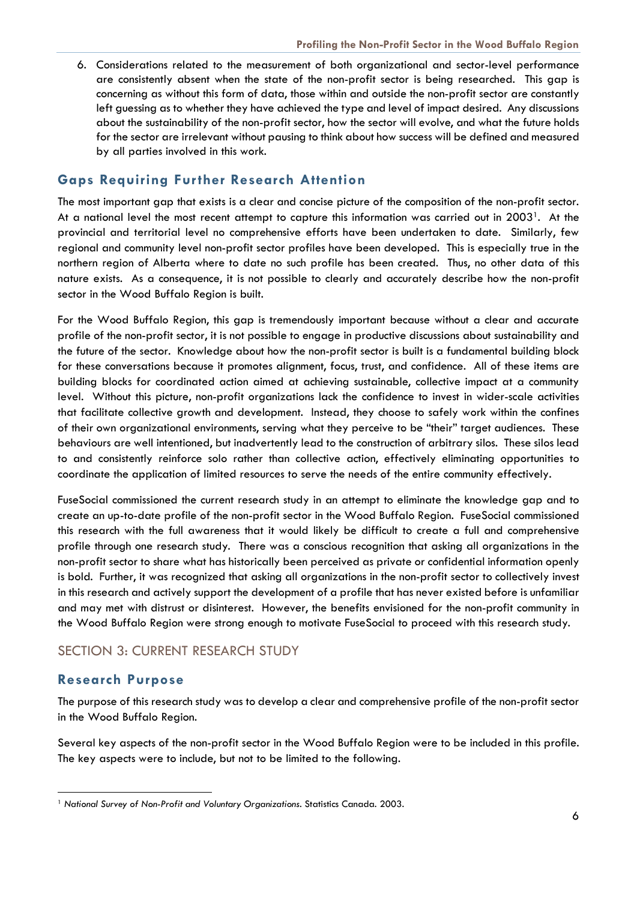6. Considerations related to the measurement of both organizational and sector-level performance are consistently absent when the state of the non-profit sector is being researched. This gap is concerning as without this form of data, those within and outside the non-profit sector are constantly left guessing as to whether they have achieved the type and level of impact desired. Any discussions about the sustainability of the non-profit sector, how the sector will evolve, and what the future holds for the sector are irrelevant without pausing to think about how success will be defined and measured by all parties involved in this work.

### Gaps Requiring Further Research Attention

The most important gap that exists is a clear and concise picture of the composition of the non-profit sector. At a national level the most recent attempt to capture this information was carried out in 2003[1]. At the provincial and territorial level no comprehensive efforts have been undertaken to date. Similarly, few regional and community level non-profit sector profiles have been developed. This is especially true in the northern region of Alberta where to date no such profile has been created. Thus, no other data of this nature exists. As a consequence, it is not possible to clearly and accurately describe how the non-profit sector in the Wood Buffalo Region is built.

For the Wood Buffalo Region, this gap is tremendously important because without a clear and accurate profile of the non-profit sector, it is not possible to engage in productive discussions about sustainability and the future of the sector. Knowledge about how the non-profit sector is built is a fundamental building block for these conversations because it promotes alignment, focus, trust, and confidence. All of these items are building blocks for coordinated action aimed at achieving sustainable, collective impact at a community level. Without this picture, non-profit organizations lack the confidence to invest in wider-scale activities that facilitate collective growth and development. Instead, they choose to safely work within the confines of their own organizational environments, serving what they perceive to be "their" target audiences. These behaviours are well intentioned, but inadvertently lead to the construction of arbitrary silos. These silos lead to and consistently reinforce solo rather than collective action, effectively eliminating opportunities to coordinate the application of limited resources to serve the needs of the entire community effectively.

FuseSocial commissioned the current research study in an attempt to eliminate the knowledge gap and to create an up-to-date profile of the non-profit sector in the Wood Buffalo Region. FuseSocial commissioned this research with the full awareness that it would likely be difficult to create a full and comprehensive profile through one research study. There was a conscious recognition that asking all organizations in the non-profit sector to share what has historically been perceived as private or confidential information openly is bold. Further, it was recognized that asking all organizations in the non-profit sector to collectively invest in this research and actively support the development of a profile that has never existed before is unfamiliar and may met with distrust or disinterest. However, the benefits envisioned for the non-profit community in the Wood Buffalo Region were strong enough to motivate FuseSocial to proceed with this research study.

## SECTION 3: CURRENT RESEARCH STUDY

### Research Purpose

The purpose of this research study was to develop a clear and comprehensive profile of the non-profit sector in the Wood Buffalo Region.

Several key aspects of the non-profit sector in the Wood Buffalo Region were to be included in this profile. The key aspects were to include, but not to be limited to the following.

---

[1] *National Survey of Non-Profit and Voluntary Organizations*. Statistics Canada. 2003.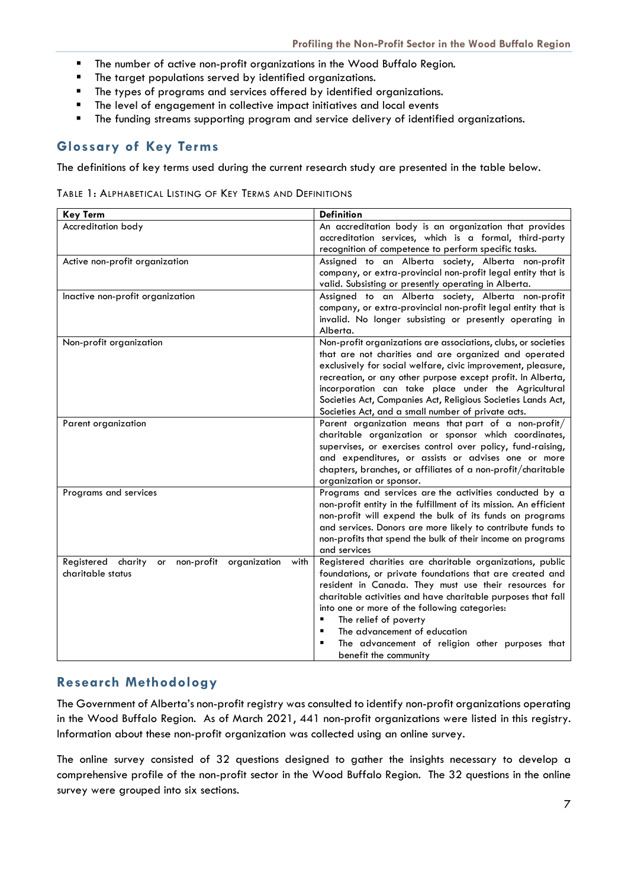- The number of active non-profit organizations in the Wood Buffalo Region.
- The target populations served by identified organizations.
- The types of programs and services offered by identified organizations.
- The level of engagement in collective impact initiatives and local events
- The funding streams supporting program and service delivery of identified organizations.

## Glossary of Key Terms

The definitions of key terms used during the current research study are presented in the table below.

TABLE 1: ALPHABETICAL LISTING OF KEY TERMS AND DEFINITIONS

| Key Term | Definition |
|---|---|
| Accreditation body | An accreditation body is an organization that provides accreditation services, which is a formal, third-party recognition of competence to perform specific tasks. |
| Active non-profit organization | Assigned to an Alberta society, Alberta non-profit company, or extra-provincial non-profit legal entity that is valid. Subsisting or presently operating in Alberta. |
| Inactive non-profit organization | Assigned to an Alberta society, Alberta non-profit company, or extra-provincial non-profit legal entity that is invalid. No longer subsisting or presently operating in Alberta. |
| Non-profit organization | Non-profit organizations are associations, clubs, or societies that are not charities and are organized and operated exclusively for social welfare, civic improvement, pleasure, recreation, or any other purpose except profit. In Alberta, incorporation can take place under the Agricultural Societies Act, Companies Act, Religious Societies Lands Act, Societies Act, and a small number of private acts. |
| Parent organization | Parent organization means that part of a non-profit/ charitable organization or sponsor which coordinates, supervises, or exercises control over policy, fund-raising, and expenditures, or assists or advises one or more chapters, branches, or affiliates of a non-profit/charitable organization or sponsor. |
| Programs and services | Programs and services are the activities conducted by a non-profit entity in the fulfillment of its mission. An efficient non-profit will expend the bulk of its funds on programs and services. Donors are more likely to contribute funds to non-profits that spend the bulk of their income on programs and services |
| Registered charity or non-profit organization with charitable status | Registered charities are charitable organizations, public foundations, or private foundations that are created and resident in Canada. They must use their resources for charitable activities and have charitable purposes that fall into one or more of the following categories:<br>▪ The relief of poverty<br>▪ The advancement of education<br>▪ The advancement of religion other purposes that benefit the community |

## Research Methodology

The Government of Alberta's non-profit registry was consulted to identify non-profit organizations operating in the Wood Buffalo Region. As of March 2021, 441 non-profit organizations were listed in this registry. Information about these non-profit organization was collected using an online survey.

The online survey consisted of 32 questions designed to gather the insights necessary to develop a comprehensive profile of the non-profit sector in the Wood Buffalo Region. The 32 questions in the online survey were grouped into six sections.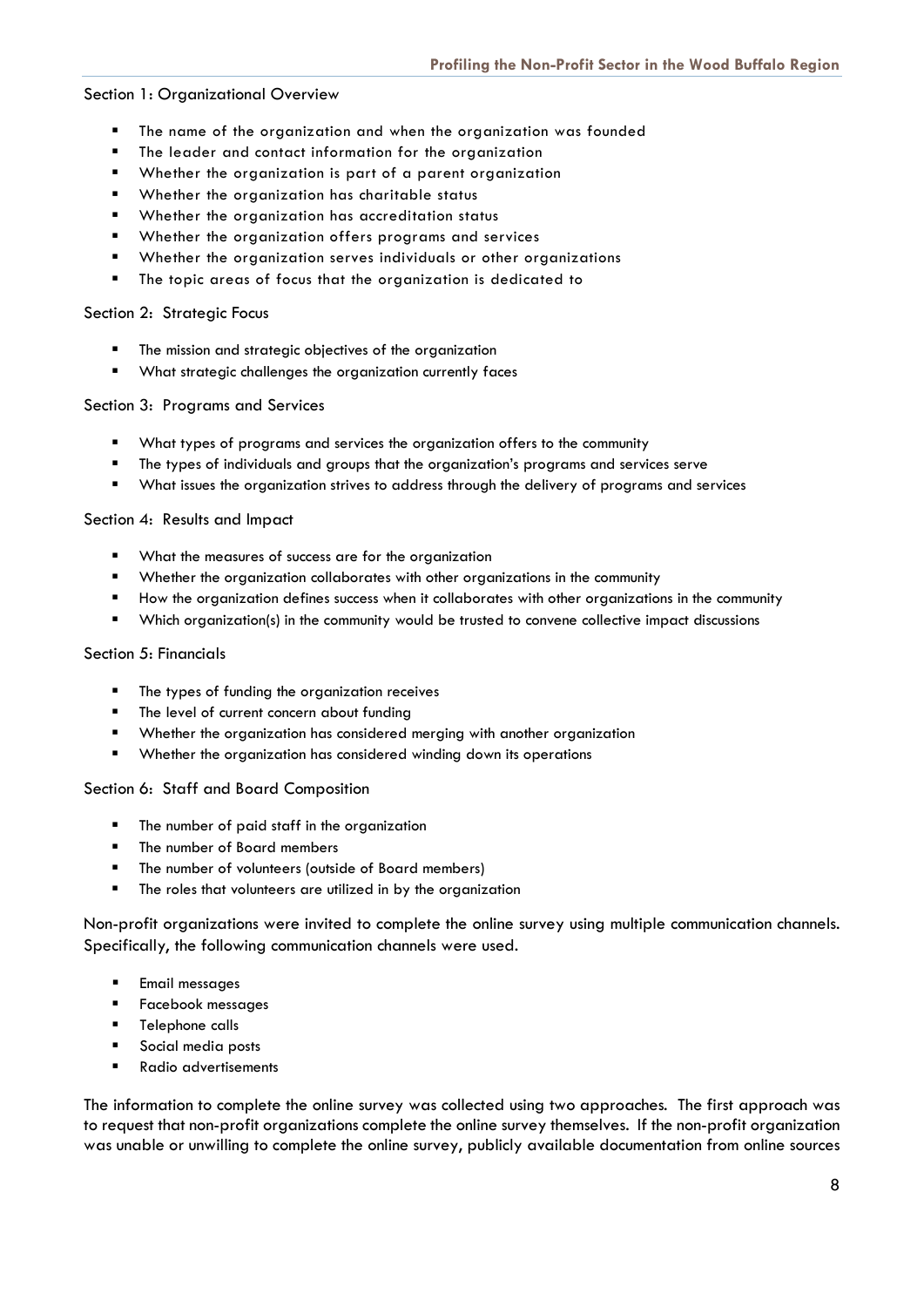Section 1: Organizational Overview

- The name of the organization and when the organization was founded
- The leader and contact information for the organization
- Whether the organization is part of a parent organization
- Whether the organization has charitable status
- Whether the organization has accreditation status
- Whether the organization offers programs and services
- Whether the organization serves individuals or other organizations
- The topic areas of focus that the organization is dedicated to

Section 2: Strategic Focus

- The mission and strategic objectives of the organization
- What strategic challenges the organization currently faces

Section 3: Programs and Services

- What types of programs and services the organization offers to the community
- The types of individuals and groups that the organization's programs and services serve
- What issues the organization strives to address through the delivery of programs and services

Section 4: Results and Impact

- What the measures of success are for the organization
- Whether the organization collaborates with other organizations in the community
- How the organization defines success when it collaborates with other organizations in the community
- Which organization(s) in the community would be trusted to convene collective impact discussions

Section 5: Financials

- The types of funding the organization receives
- The level of current concern about funding
- Whether the organization has considered merging with another organization
- Whether the organization has considered winding down its operations

Section 6: Staff and Board Composition

- The number of paid staff in the organization
- The number of Board members
- The number of volunteers (outside of Board members)
- The roles that volunteers are utilized in by the organization

Non-profit organizations were invited to complete the online survey using multiple communication channels. Specifically, the following communication channels were used.

- Email messages
- Facebook messages
- Telephone calls
- Social media posts
- Radio advertisements

The information to complete the online survey was collected using two approaches. The first approach was to request that non-profit organizations complete the online survey themselves. If the non-profit organization was unable or unwilling to complete the online survey, publicly available documentation from online sources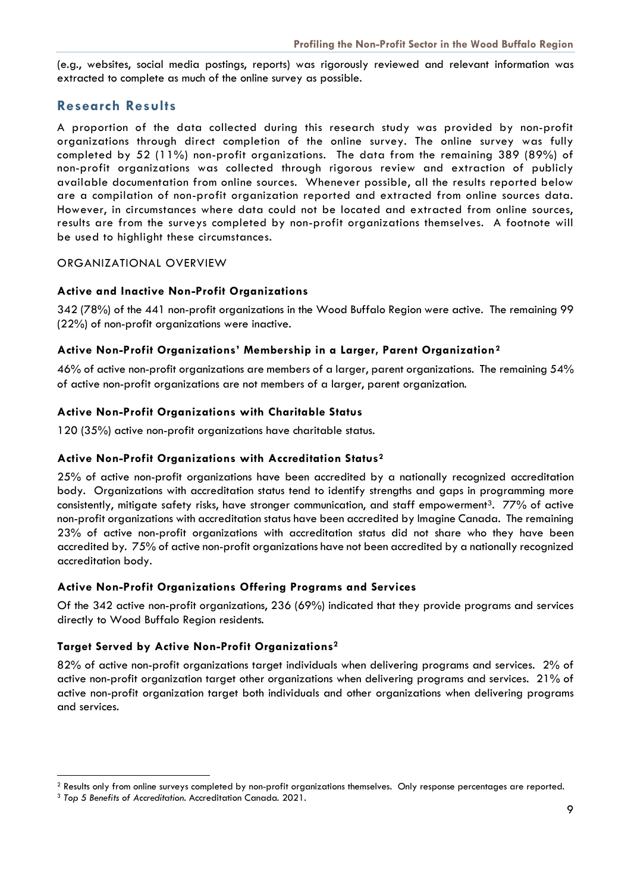(e.g., websites, social media postings, reports) was rigorously reviewed and relevant information was extracted to complete as much of the online survey as possible.

## Research Results

A proportion of the data collected during this research study was provided by non-profit organizations through direct completion of the online survey. The online survey was fully completed by 52 (11%) non-profit organizations. The data from the remaining 389 (89%) of non-profit organizations was collected through rigorous review and extraction of publicly available documentation from online sources. Whenever possible, all the results reported below are a compilation of non-profit organization reported and extracted from online sources data. However, in circumstances where data could not be located and extracted from online sources, results are from the surveys completed by non-profit organizations themselves. A footnote will be used to highlight these circumstances.

ORGANIZATIONAL OVERVIEW

### Active and Inactive Non-Profit Organizations

342 (78%) of the 441 non-profit organizations in the Wood Buffalo Region were active. The remaining 99 (22%) of non-profit organizations were inactive.

### Active Non-Profit Organizations' Membership in a Larger, Parent Organization[2]

46% of active non-profit organizations are members of a larger, parent organizations. The remaining 54% of active non-profit organizations are not members of a larger, parent organization.

### Active Non-Profit Organizations with Charitable Status

120 (35%) active non-profit organizations have charitable status.

### Active Non-Profit Organizations with Accreditation Status[2]

25% of active non-profit organizations have been accredited by a nationally recognized accreditation body. Organizations with accreditation status tend to identify strengths and gaps in programming more consistently, mitigate safety risks, have stronger communication, and staff empowerment[3]. 77% of active non-profit organizations with accreditation status have been accredited by Imagine Canada. The remaining 23% of active non-profit organizations with accreditation status did not share who they have been accredited by. 75% of active non-profit organizations have not been accredited by a nationally recognized accreditation body.

### Active Non-Profit Organizations Offering Programs and Services

Of the 342 active non-profit organizations, 236 (69%) indicated that they provide programs and services directly to Wood Buffalo Region residents.

### Target Served by Active Non-Profit Organizations[2]

82% of active non-profit organizations target individuals when delivering programs and services. 2% of active non-profit organization target other organizations when delivering programs and services. 21% of active non-profit organization target both individuals and other organizations when delivering programs and services.

---

[2] Results only from online surveys completed by non-profit organizations themselves. Only response percentages are reported.

[3] *Top 5 Benefits of Accreditation.* Accreditation Canada. 2021.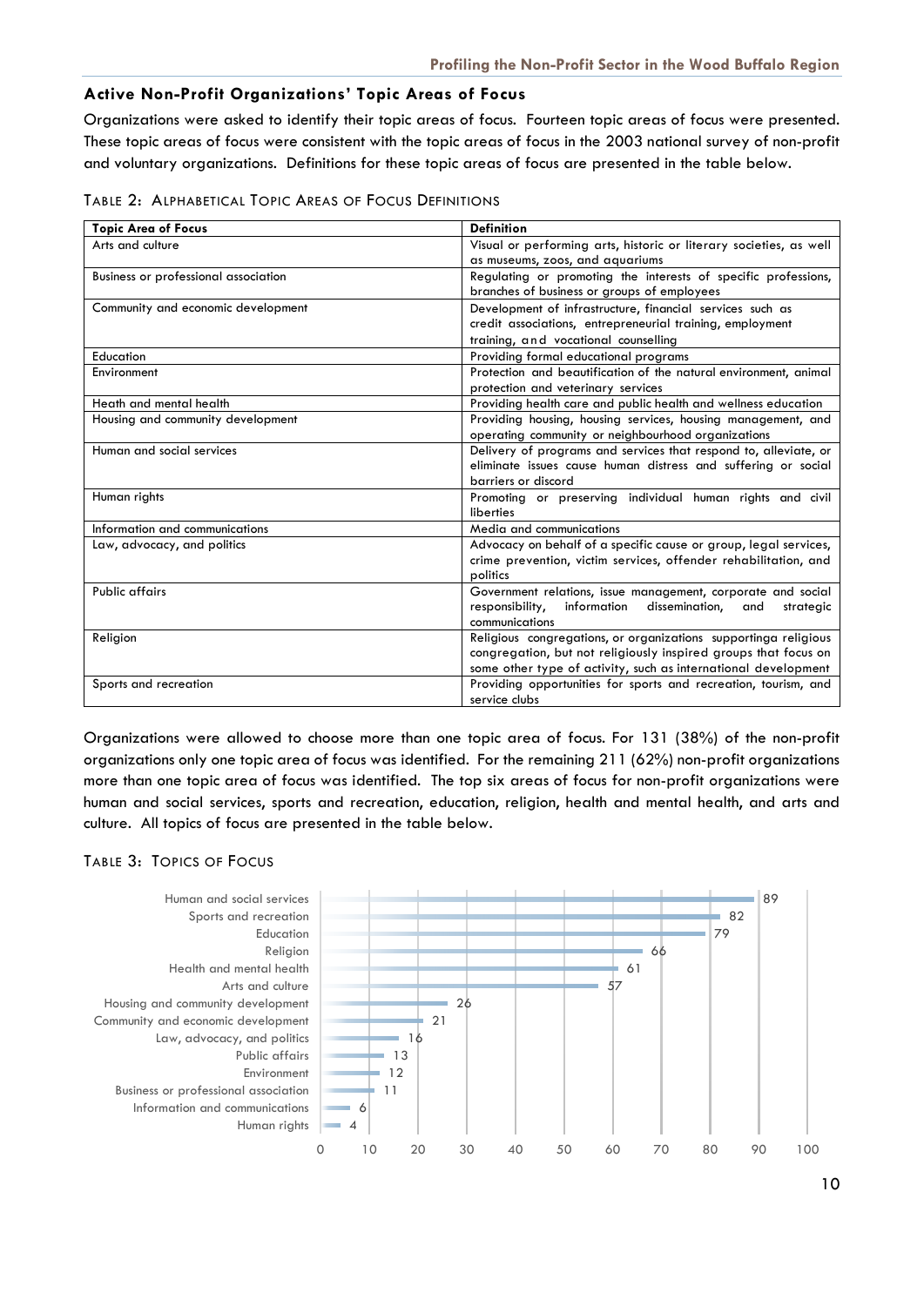### Active Non-Profit Organizations' Topic Areas of Focus

Organizations were asked to identify their topic areas of focus. Fourteen topic areas of focus were presented. These topic areas of focus were consistent with the topic areas of focus in the 2003 national survey of non-profit and voluntary organizations. Definitions for these topic areas of focus are presented in the table below.

TABLE 2: ALPHABETICAL TOPIC AREAS OF FOCUS DEFINITIONS

| Topic Area of Focus | Definition |
|---|---|
| Arts and culture | Visual or performing arts, historic or literary societies, as well as museums, zoos, and aquariums |
| Business or professional association | Regulating or promoting the interests of specific professions, branches of business or groups of employees |
| Community and economic development | Development of infrastructure, financial services such as credit associations, entrepreneurial training, employment training, and vocational counselling |
| Education | Providing formal educational programs |
| Environment | Protection and beautification of the natural environment, animal protection and veterinary services |
| Heath and mental health | Providing health care and public health and wellness education |
| Housing and community development | Providing housing, housing services, housing management, and operating community or neighbourhood organizations |
| Human and social services | Delivery of programs and services that respond to, alleviate, or eliminate issues cause human distress and suffering or social barriers or discord |
| Human rights | Promoting or preserving individual human rights and civil liberties |
| Information and communications | Media and communications |
| Law, advocacy, and politics | Advocacy on behalf of a specific cause or group, legal services, crime prevention, victim services, offender rehabilitation, and politics |
| Public affairs | Government relations, issue management, corporate and social responsibility, information dissemination, and strategic communications |
| Religion | Religious congregations, or organizations supportinga religious congregation, but not religiously inspired groups that focus on some other type of activity, such as international development |
| Sports and recreation | Providing opportunities for sports and recreation, tourism, and service clubs |

Organizations were allowed to choose more than one topic area of focus. For 131 (38%) of the non-profit organizations only one topic area of focus was identified. For the remaining 211 (62%) non-profit organizations more than one topic area of focus was identified. The top six areas of focus for non-profit organizations were human and social services, sports and recreation, education, religion, health and mental health, and arts and culture. All topics of focus are presented in the table below.

TABLE 3: TOPICS OF FOCUS

| Topic | Count |
|---|---|
| Human and social services | 89 |
| Sports and recreation | 82 |
| Education | 79 |
| Religion | 66 |
| Health and mental health | 61 |
| Arts and culture | 57 |
| Housing and community development | 26 |
| Community and economic development | 21 |
| Law, advocacy, and politics | 16 |
| Public affairs | 13 |
| Environment | 12 |
| Business or professional association | 11 |
| Information and communications | 6 |
| Human rights | 4 |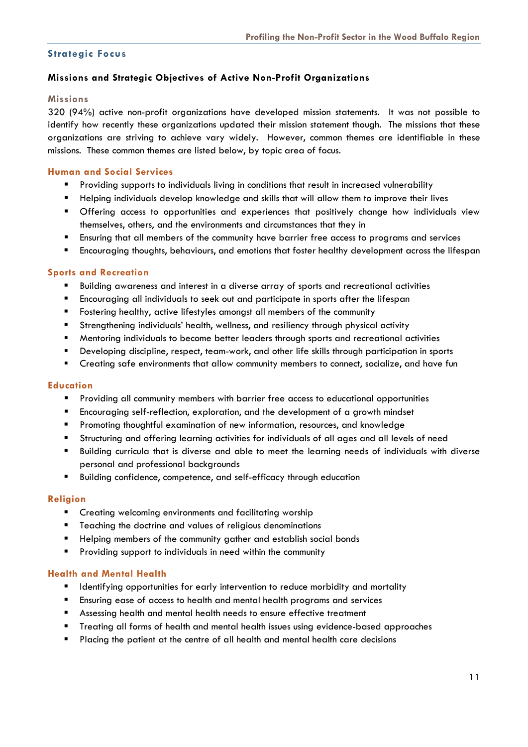## Strategic Focus

### Missions and Strategic Objectives of Active Non-Profit Organizations

#### Missions

320 (94%) active non-profit organizations have developed mission statements. It was not possible to identify how recently these organizations updated their mission statement though. The missions that these organizations are striving to achieve vary widely. However, common themes are identifiable in these missions. These common themes are listed below, by topic area of focus.

#### Human and Social Services

- Providing supports to individuals living in conditions that result in increased vulnerability
- Helping individuals develop knowledge and skills that will allow them to improve their lives
- Offering access to opportunities and experiences that positively change how individuals view themselves, others, and the environments and circumstances that they in
- Ensuring that all members of the community have barrier free access to programs and services
- Encouraging thoughts, behaviours, and emotions that foster healthy development across the lifespan

#### Sports and Recreation

- Building awareness and interest in a diverse array of sports and recreational activities
- Encouraging all individuals to seek out and participate in sports after the lifespan
- Fostering healthy, active lifestyles amongst all members of the community
- Strengthening individuals' health, wellness, and resiliency through physical activity
- Mentoring individuals to become better leaders through sports and recreational activities
- Developing discipline, respect, team-work, and other life skills through participation in sports
- Creating safe environments that allow community members to connect, socialize, and have fun

#### Education

- Providing all community members with barrier free access to educational opportunities
- Encouraging self-reflection, exploration, and the development of a growth mindset
- Promoting thoughtful examination of new information, resources, and knowledge
- Structuring and offering learning activities for individuals of all ages and all levels of need
- Building curricula that is diverse and able to meet the learning needs of individuals with diverse personal and professional backgrounds
- Building confidence, competence, and self-efficacy through education

#### Religion

- Creating welcoming environments and facilitating worship
- Teaching the doctrine and values of religious denominations
- Helping members of the community gather and establish social bonds
- Providing support to individuals in need within the community

#### Health and Mental Health

- Identifying opportunities for early intervention to reduce morbidity and mortality
- Ensuring ease of access to health and mental health programs and services
- Assessing health and mental health needs to ensure effective treatment
- Treating all forms of health and mental health issues using evidence-based approaches
- Placing the patient at the centre of all health and mental health care decisions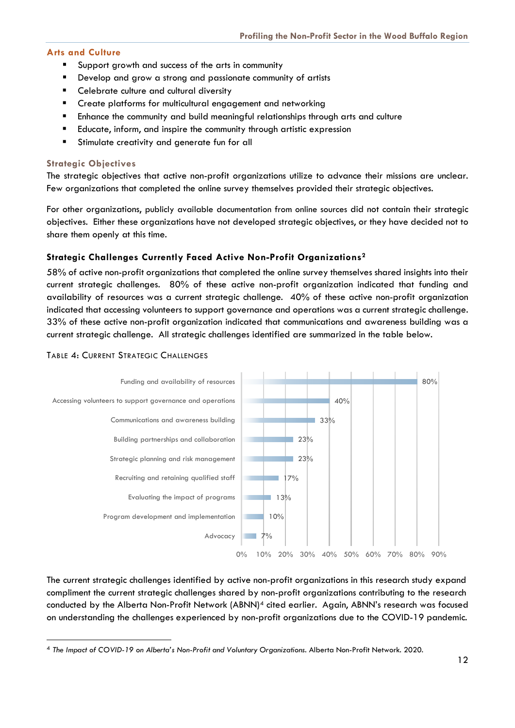### Arts and Culture

- Support growth and success of the arts in community
- Develop and grow a strong and passionate community of artists
- Celebrate culture and cultural diversity
- Create platforms for multicultural engagement and networking
- Enhance the community and build meaningful relationships through arts and culture
- Educate, inform, and inspire the community through artistic expression
- Stimulate creativity and generate fun for all

### Strategic Objectives

The strategic objectives that active non-profit organizations utilize to advance their missions are unclear. Few organizations that completed the online survey themselves provided their strategic objectives.

For other organizations, publicly available documentation from online sources did not contain their strategic objectives. Either these organizations have not developed strategic objectives, or they have decided not to share them openly at this time.

### Strategic Challenges Currently Faced Active Non-Profit Organizations[2]

58% of active non-profit organizations that completed the online survey themselves shared insights into their current strategic challenges. 80% of these active non-profit organization indicated that funding and availability of resources was a current strategic challenge. 40% of these active non-profit organization indicated that accessing volunteers to support governance and operations was a current strategic challenge. 33% of these active non-profit organization indicated that communications and awareness building was a current strategic challenge. All strategic challenges identified are summarized in the table below.

TABLE 4: CURRENT STRATEGIC CHALLENGES

| Strategic Challenge | % |
|---|---|
| Funding and availability of resources | 80% |
| Accessing volunteers to support governance and operations | 40% |
| Communications and awareness building | 33% |
| Building partnerships and collaboration | 23% |
| Strategic planning and risk management | 23% |
| Recruiting and retaining qualified staff | 17% |
| Evaluating the impact of programs | 13% |
| Program development and implementation | 10% |
| Advocacy | 7% |

The current strategic challenges identified by active non-profit organizations in this research study expand compliment the current strategic challenges shared by non-profit organizations contributing to the research conducted by the Alberta Non-Profit Network (ABNN)[4] cited earlier. Again, ABNN's research was focused on understanding the challenges experienced by non-profit organizations due to the COVID-19 pandemic.

[4] *The Impact of COVID-19 on Alberta's Non-Profit and Voluntary Organizations*. Alberta Non-Profit Network. 2020.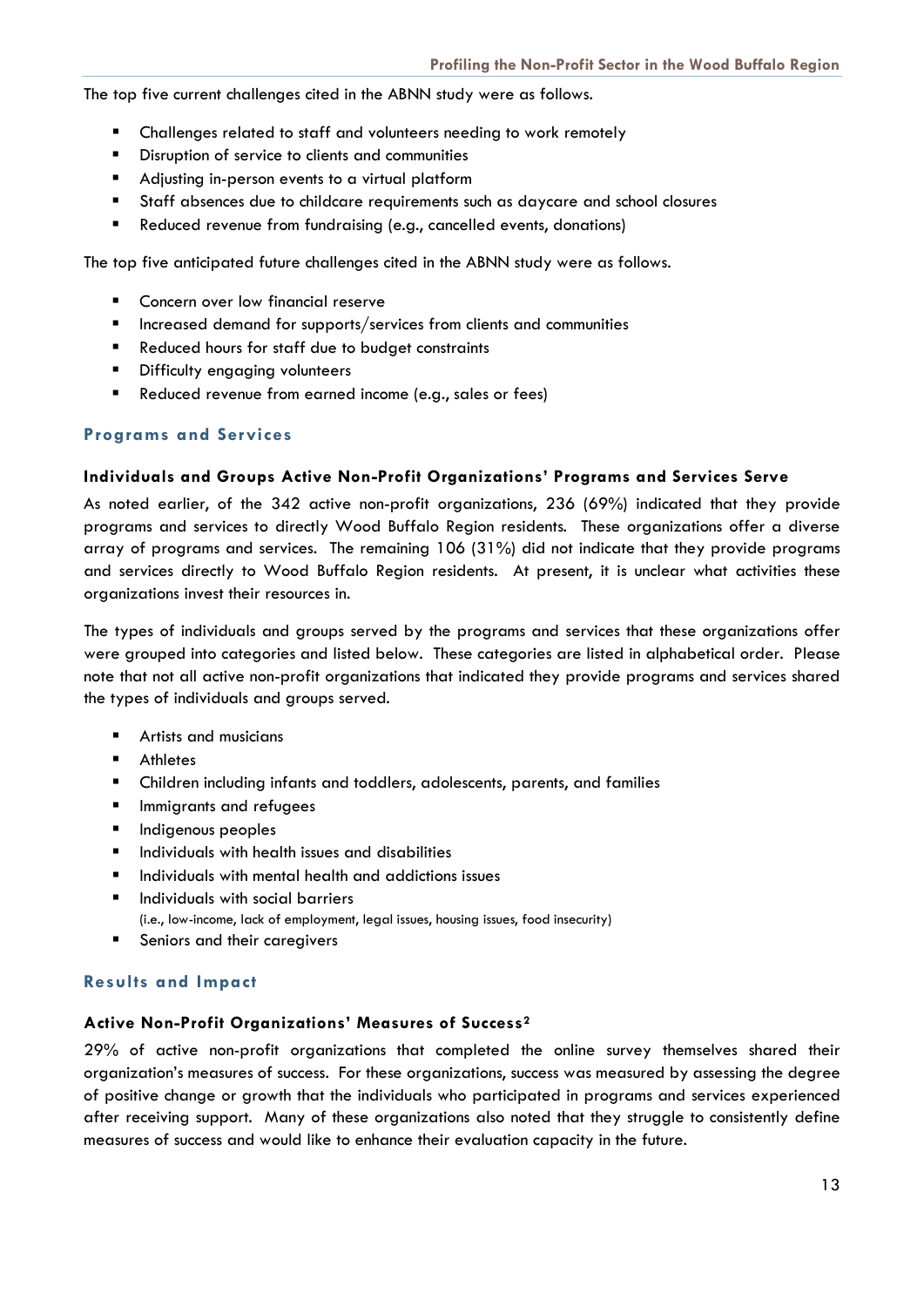The top five current challenges cited in the ABNN study were as follows.

- Challenges related to staff and volunteers needing to work remotely
- Disruption of service to clients and communities
- Adjusting in-person events to a virtual platform
- Staff absences due to childcare requirements such as daycare and school closures
- Reduced revenue from fundraising (e.g., cancelled events, donations)

The top five anticipated future challenges cited in the ABNN study were as follows.

- Concern over low financial reserve
- Increased demand for supports/services from clients and communities
- Reduced hours for staff due to budget constraints
- Difficulty engaging volunteers
- Reduced revenue from earned income (e.g., sales or fees)

## Programs and Services

### Individuals and Groups Active Non-Profit Organizations' Programs and Services Serve

As noted earlier, of the 342 active non-profit organizations, 236 (69%) indicated that they provide programs and services to directly Wood Buffalo Region residents. These organizations offer a diverse array of programs and services. The remaining 106 (31%) did not indicate that they provide programs and services directly to Wood Buffalo Region residents. At present, it is unclear what activities these organizations invest their resources in.

The types of individuals and groups served by the programs and services that these organizations offer were grouped into categories and listed below. These categories are listed in alphabetical order. Please note that not all active non-profit organizations that indicated they provide programs and services shared the types of individuals and groups served.

- Artists and musicians
- Athletes
- Children including infants and toddlers, adolescents, parents, and families
- Immigrants and refugees
- Indigenous peoples
- Individuals with health issues and disabilities
- Individuals with mental health and addictions issues
- Individuals with social barriers
  (i.e., low-income, lack of employment, legal issues, housing issues, food insecurity)
- Seniors and their caregivers

## Results and Impact

### Active Non-Profit Organizations' Measures of Success[2]

29% of active non-profit organizations that completed the online survey themselves shared their organization's measures of success. For these organizations, success was measured by assessing the degree of positive change or growth that the individuals who participated in programs and services experienced after receiving support. Many of these organizations also noted that they struggle to consistently define measures of success and would like to enhance their evaluation capacity in the future.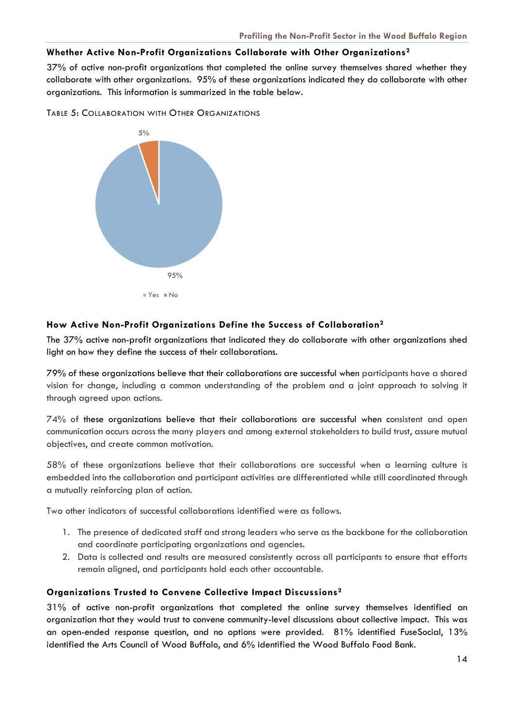### Whether Active Non-Profit Organizations Collaborate with Other Organizations[2]

37% of active non-profit organizations that completed the online survey themselves shared whether they collaborate with other organizations. 95% of these organizations indicated they do collaborate with other organizations. This information is summarized in the table below.

TABLE 5: COLLABORATION WITH OTHER ORGANIZATIONS

| Response | Percentage |
|---|---|
| Yes | 95% |
| No | 5% |

### How Active Non-Profit Organizations Define the Success of Collaboration[2]

The 37% active non-profit organizations that indicated they do collaborate with other organizations shed light on how they define the success of their collaborations.

79% of these organizations believe that their collaborations are successful when participants have a shared vision for change, including a common understanding of the problem and a joint approach to solving it through agreed upon actions.

74% of these organizations believe that their collaborations are successful when consistent and open communication occurs across the many players and among external stakeholders to build trust, assure mutual objectives, and create common motivation.

58% of these organizations believe that their collaborations are successful when a learning culture is embedded into the collaboration and participant activities are differentiated while still coordinated through a mutually reinforcing plan of action.

Two other indicators of successful collaborations identified were as follows.

1. The presence of dedicated staff and strong leaders who serve as the backbone for the collaboration and coordinate participating organizations and agencies.
2. Data is collected and results are measured consistently across all participants to ensure that efforts remain aligned, and participants hold each other accountable.

### Organizations Trusted to Convene Collective Impact Discussions[2]

31% of active non-profit organizations that completed the online survey themselves identified an organization that they would trust to convene community-level discussions about collective impact. This was an open-ended response question, and no options were provided. 81% identified FuseSocial, 13% identified the Arts Council of Wood Buffalo, and 6% identified the Wood Buffalo Food Bank.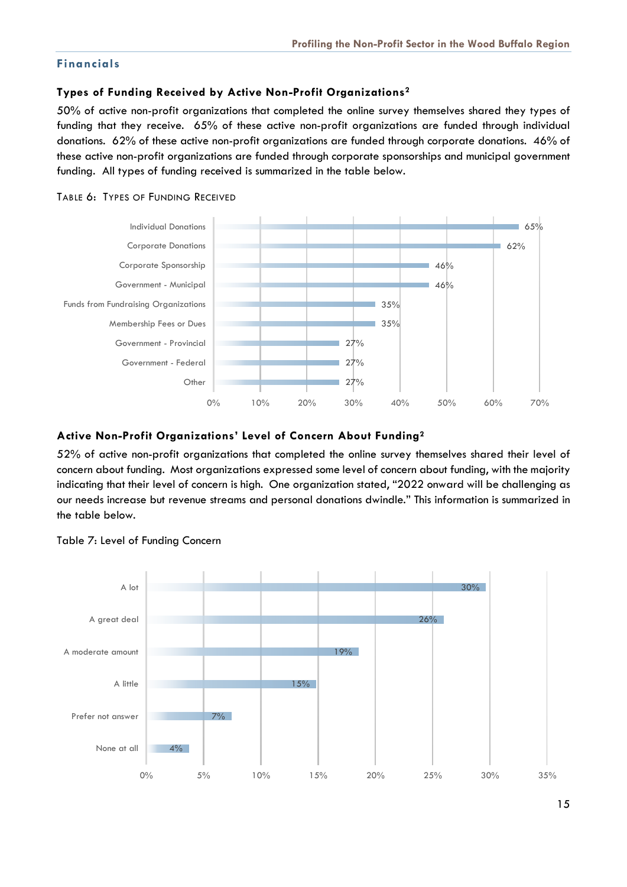## Financials

### Types of Funding Received by Active Non-Profit Organizations[2]

50% of active non-profit organizations that completed the online survey themselves shared they types of funding that they receive. 65% of these active non-profit organizations are funded through individual donations. 62% of these active non-profit organizations are funded through corporate donations. 46% of these active non-profit organizations are funded through corporate sponsorships and municipal government funding. All types of funding received is summarized in the table below.

TABLE 6: TYPES OF FUNDING RECEIVED

| Type of Funding | Percentage |
|---|---|
| Individual Donations | 65% |
| Corporate Donations | 62% |
| Corporate Sponsorship | 46% |
| Government - Municipal | 46% |
| Funds from Fundraising Organizations | 35% |
| Membership Fees or Dues | 35% |
| Government - Provincial | 27% |
| Government - Federal | 27% |
| Other | 27% |

### Active Non-Profit Organizations' Level of Concern About Funding[2]

52% of active non-profit organizations that completed the online survey themselves shared their level of concern about funding. Most organizations expressed some level of concern about funding, with the majority indicating that their level of concern is high. One organization stated, "2022 onward will be challenging as our needs increase but revenue streams and personal donations dwindle." This information is summarized in the table below.

Table 7: Level of Funding Concern

| Level of Concern | Percentage |
|---|---|
| A lot | 30% |
| A great deal | 26% |
| A moderate amount | 19% |
| A little | 15% |
| Prefer not answer | 7% |
| None at all | 4% |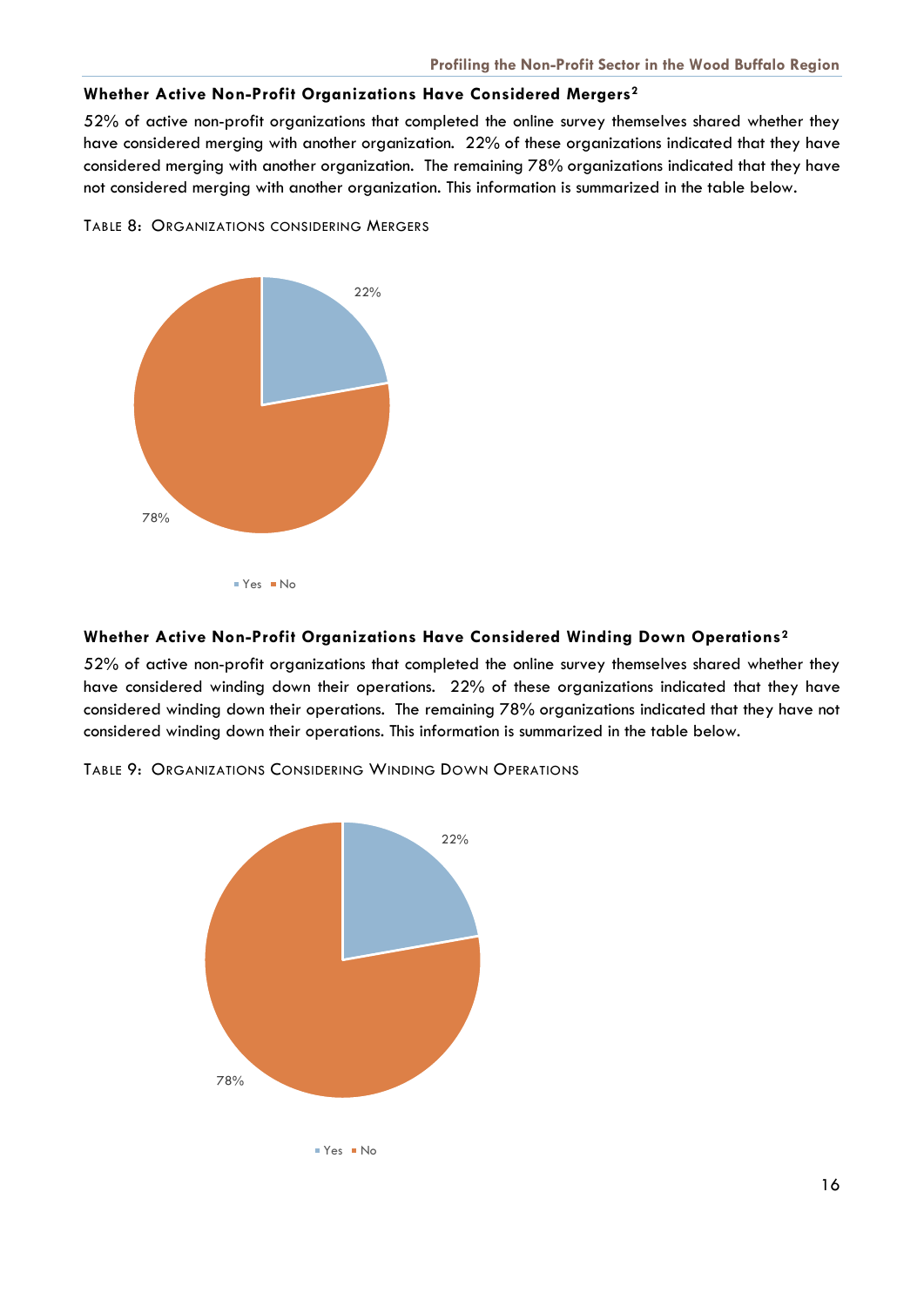### Whether Active Non-Profit Organizations Have Considered Mergers[2]

52% of active non-profit organizations that completed the online survey themselves shared whether they have considered merging with another organization. 22% of these organizations indicated that they have considered merging with another organization. The remaining 78% organizations indicated that they have not considered merging with another organization. This information is summarized in the table below.

TABLE 8: ORGANIZATIONS CONSIDERING MERGERS

| Response | Percentage |
|---|---|
| Yes | 22% |
| No | 78% |

### Whether Active Non-Profit Organizations Have Considered Winding Down Operations[2]

52% of active non-profit organizations that completed the online survey themselves shared whether they have considered winding down their operations. 22% of these organizations indicated that they have considered winding down their operations. The remaining 78% organizations indicated that they have not considered winding down their operations. This information is summarized in the table below.

TABLE 9: ORGANIZATIONS CONSIDERING WINDING DOWN OPERATIONS

| Response | Percentage |
|---|---|
| Yes | 22% |
| No | 78% |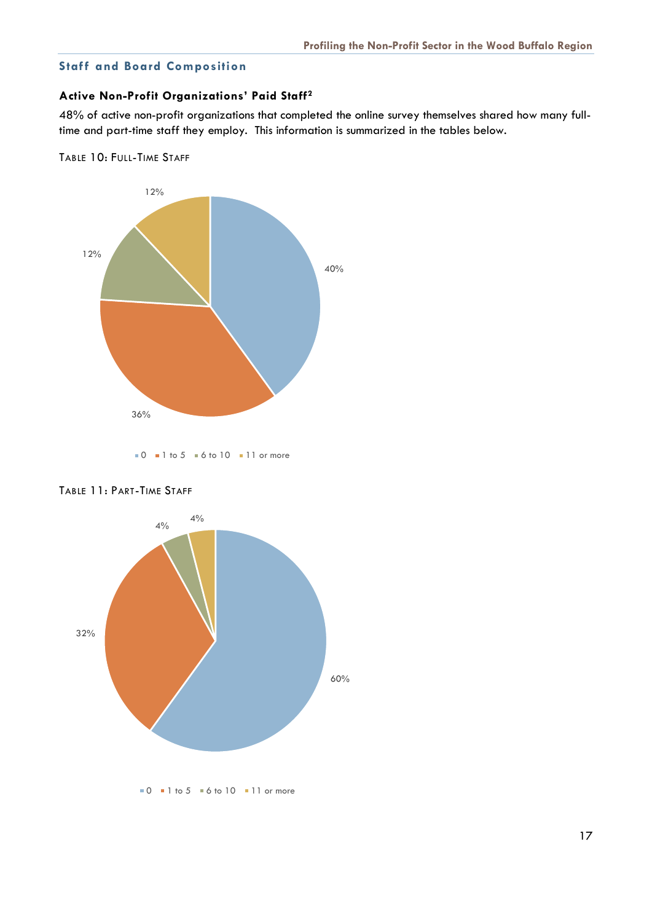## Staff and Board Composition

### Active Non-Profit Organizations' Paid Staff[2]

48% of active non-profit organizations that completed the online survey themselves shared how many full-time and part-time staff they employ. This information is summarized in the tables below.

TABLE 10: FULL-TIME STAFF

| Full-Time Staff | Percentage |
|---|---|
| 0 | 40% |
| 1 to 5 | 36% |
| 6 to 10 | 12% |
| 11 or more | 12% |

TABLE 11: PART-TIME STAFF

| Part-Time Staff | Percentage |
|---|---|
| 0 | 60% |
| 1 to 5 | 32% |
| 6 to 10 | 4% |
| 11 or more | 4% |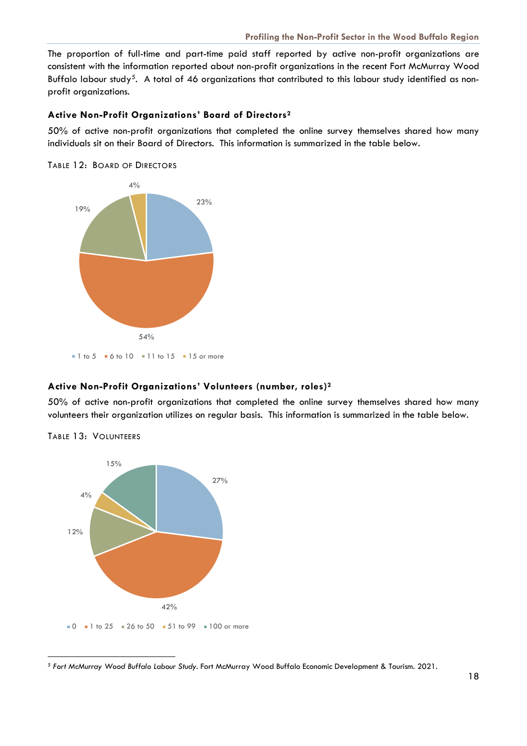The proportion of full-time and part-time paid staff reported by active non-profit organizations are consistent with the information reported about non-profit organizations in the recent Fort McMurray Wood Buffalo labour study[5]. A total of 46 organizations that contributed to this labour study identified as non-profit organizations.

### Active Non-Profit Organizations' Board of Directors[2]

50% of active non-profit organizations that completed the online survey themselves shared how many individuals sit on their Board of Directors. This information is summarized in the table below.

TABLE 12: BOARD OF DIRECTORS

| Board of Directors | Percentage |
|---|---|
| 1 to 5 | 23% |
| 6 to 10 | 54% |
| 11 to 15 | 19% |
| 15 or more | 4% |

### Active Non-Profit Organizations' Volunteers (number, roles)[2]

50% of active non-profit organizations that completed the online survey themselves shared how many volunteers their organization utilizes on regular basis. This information is summarized in the table below.

TABLE 13: VOLUNTEERS

| Volunteers | Percentage |
|---|---|
| 0 | 27% |
| 1 to 25 | 42% |
| 26 to 50 | 12% |
| 51 to 99 | 4% |
| 100 or more | 15% |

[5] *Fort McMurray Wood Buffalo Labour Study*. Fort McMurray Wood Buffalo Economic Development & Tourism. 2021.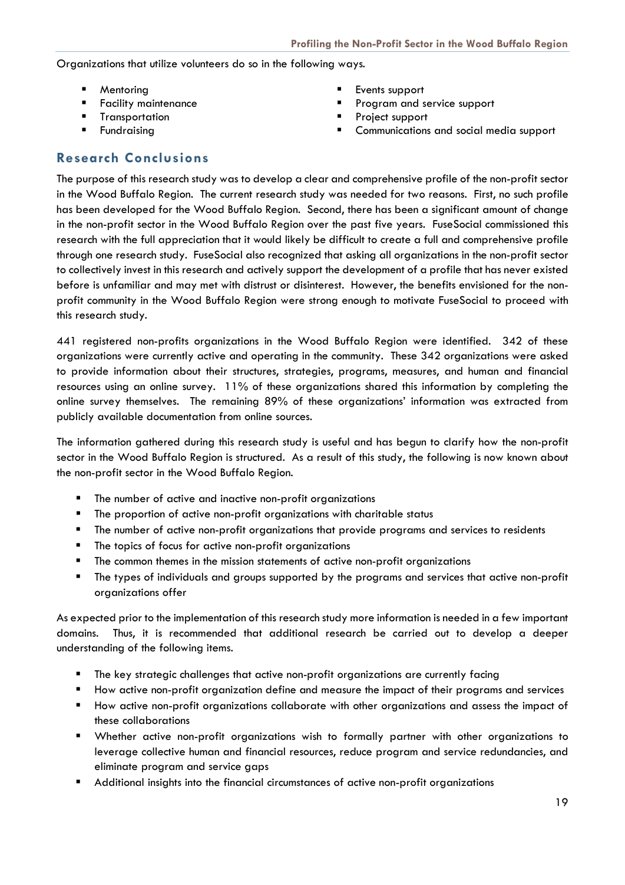Organizations that utilize volunteers do so in the following ways.

- Mentoring
- Facility maintenance
- Transportation
- Fundraising
- Events support
- Program and service support
- Project support
- Communications and social media support

## Research Conclusions

The purpose of this research study was to develop a clear and comprehensive profile of the non-profit sector in the Wood Buffalo Region. The current research study was needed for two reasons. First, no such profile has been developed for the Wood Buffalo Region. Second, there has been a significant amount of change in the non-profit sector in the Wood Buffalo Region over the past five years. FuseSocial commissioned this research with the full appreciation that it would likely be difficult to create a full and comprehensive profile through one research study. FuseSocial also recognized that asking all organizations in the non-profit sector to collectively invest in this research and actively support the development of a profile that has never existed before is unfamiliar and may met with distrust or disinterest. However, the benefits envisioned for the non-profit community in the Wood Buffalo Region were strong enough to motivate FuseSocial to proceed with this research study.

441 registered non-profits organizations in the Wood Buffalo Region were identified. 342 of these organizations were currently active and operating in the community. These 342 organizations were asked to provide information about their structures, strategies, programs, measures, and human and financial resources using an online survey. 11% of these organizations shared this information by completing the online survey themselves. The remaining 89% of these organizations' information was extracted from publicly available documentation from online sources.

The information gathered during this research study is useful and has begun to clarify how the non-profit sector in the Wood Buffalo Region is structured. As a result of this study, the following is now known about the non-profit sector in the Wood Buffalo Region.

- The number of active and inactive non-profit organizations
- The proportion of active non-profit organizations with charitable status
- The number of active non-profit organizations that provide programs and services to residents
- The topics of focus for active non-profit organizations
- The common themes in the mission statements of active non-profit organizations
- The types of individuals and groups supported by the programs and services that active non-profit organizations offer

As expected prior to the implementation of this research study more information is needed in a few important domains. Thus, it is recommended that additional research be carried out to develop a deeper understanding of the following items.

- The key strategic challenges that active non-profit organizations are currently facing
- How active non-profit organization define and measure the impact of their programs and services
- How active non-profit organizations collaborate with other organizations and assess the impact of these collaborations
- Whether active non-profit organizations wish to formally partner with other organizations to leverage collective human and financial resources, reduce program and service redundancies, and eliminate program and service gaps
- Additional insights into the financial circumstances of active non-profit organizations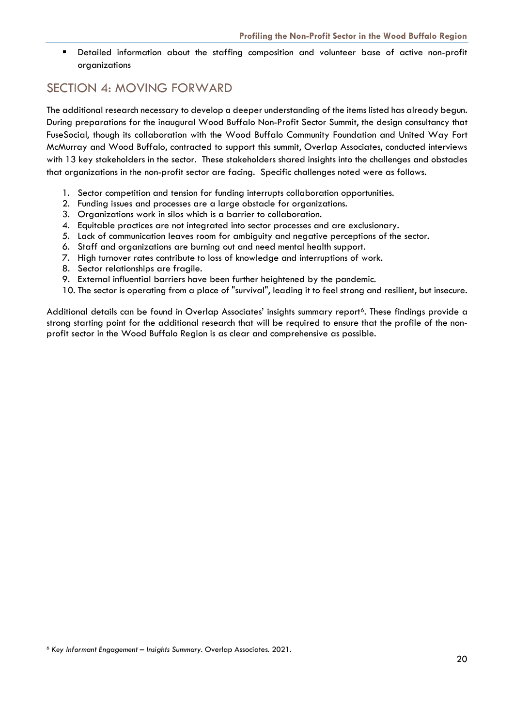- Detailed information about the staffing composition and volunteer base of active non-profit organizations

## SECTION 4: MOVING FORWARD

The additional research necessary to develop a deeper understanding of the items listed has already begun. During preparations for the inaugural Wood Buffalo Non-Profit Sector Summit, the design consultancy that FuseSocial, though its collaboration with the Wood Buffalo Community Foundation and United Way Fort McMurray and Wood Buffalo, contracted to support this summit, Overlap Associates, conducted interviews with 13 key stakeholders in the sector. These stakeholders shared insights into the challenges and obstacles that organizations in the non-profit sector are facing. Specific challenges noted were as follows.

1. Sector competition and tension for funding interrupts collaboration opportunities.
2. Funding issues and processes are a large obstacle for organizations.
3. Organizations work in silos which is a barrier to collaboration.
4. Equitable practices are not integrated into sector processes and are exclusionary.
5. Lack of communication leaves room for ambiguity and negative perceptions of the sector.
6. Staff and organizations are burning out and need mental health support.
7. High turnover rates contribute to loss of knowledge and interruptions of work.
8. Sector relationships are fragile.
9. External influential barriers have been further heightened by the pandemic.
10. The sector is operating from a place of "survival", leading it to feel strong and resilient, but insecure.

Additional details can be found in Overlap Associates' insights summary report[6]. These findings provide a strong starting point for the additional research that will be required to ensure that the profile of the non-profit sector in the Wood Buffalo Region is as clear and comprehensive as possible.

---

[6] *Key Informant Engagement – Insights Summary*. Overlap Associates. 2021.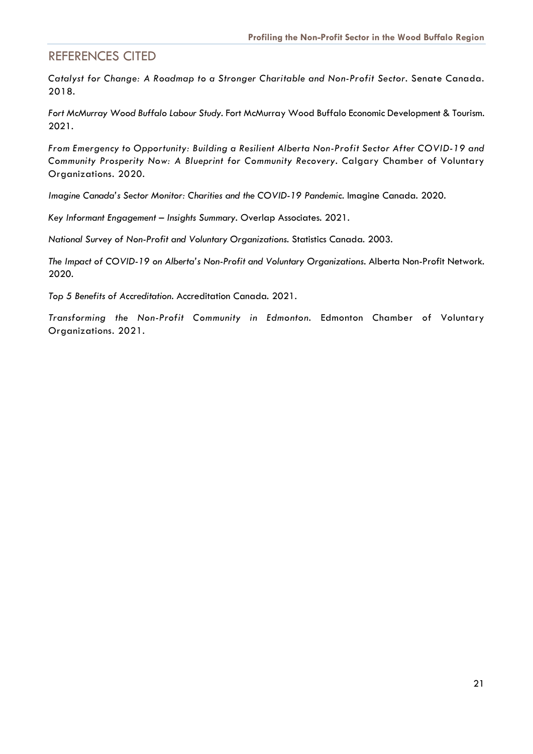## REFERENCES CITED

*Catalyst for Change: A Roadmap to a Stronger Charitable and Non-Profit Sector*. Senate Canada. 2018.

*Fort McMurray Wood Buffalo Labour Study*. Fort McMurray Wood Buffalo Economic Development & Tourism. 2021.

*From Emergency to Opportunity: Building a Resilient Alberta Non-Profit Sector After COVID-19 and Community Prosperity Now: A Blueprint for Community Recovery*. Calgary Chamber of Voluntary Organizations. 2020.

*Imagine Canada's Sector Monitor: Charities and the COVID-19 Pandemic*. Imagine Canada. 2020.

*Key Informant Engagement – Insights Summary*. Overlap Associates. 2021.

*National Survey of Non-Profit and Voluntary Organizations*. Statistics Canada. 2003.

*The Impact of COVID-19 on Alberta's Non-Profit and Voluntary Organizations*. Alberta Non-Profit Network. 2020.

*Top 5 Benefits of Accreditation*. Accreditation Canada. 2021.

*Transforming the Non-Profit Community in Edmonton*. Edmonton Chamber of Voluntary Organizations. 2021.